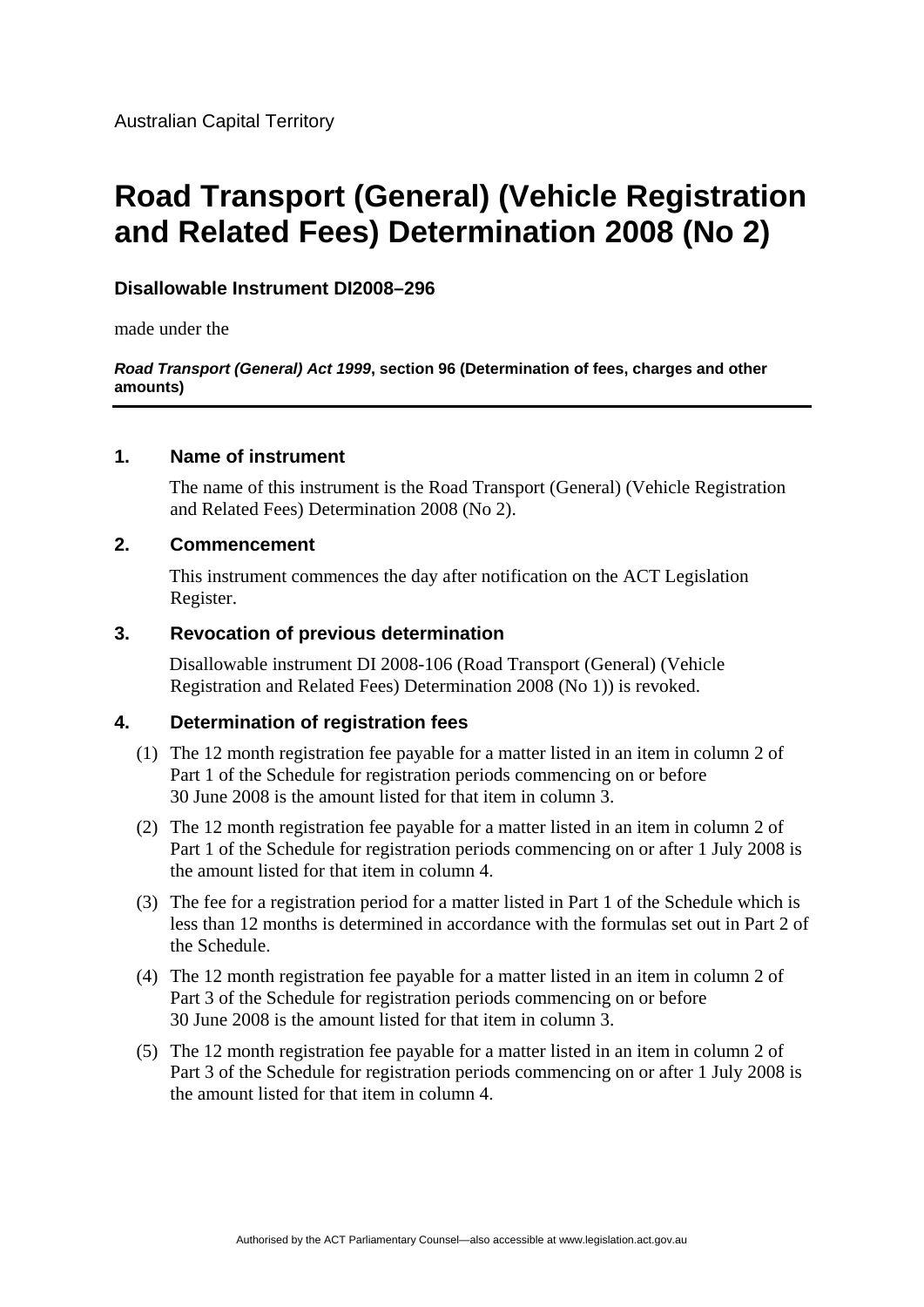Australian Capital Territory

# Road Transport (General) (Vehicle Registration and Related Fees) Determination 2008 (No 2)

**Disallowable Instrument DI2008–296**

made under the

***Road Transport (General) Act 1999*, section 96 (Determination of fees, charges and other amounts)**

---

## 1. Name of instrument

The name of this instrument is the Road Transport (General) (Vehicle Registration and Related Fees) Determination 2008 (No 2).

## 2. Commencement

This instrument commences the day after notification on the ACT Legislation Register.

## 3. Revocation of previous determination

Disallowable instrument DI 2008-106 (Road Transport (General) (Vehicle Registration and Related Fees) Determination 2008 (No 1)) is revoked.

## 4. Determination of registration fees

(1) The 12 month registration fee payable for a matter listed in an item in column 2 of Part 1 of the Schedule for registration periods commencing on or before 30 June 2008 is the amount listed for that item in column 3.

(2) The 12 month registration fee payable for a matter listed in an item in column 2 of Part 1 of the Schedule for registration periods commencing on or after 1 July 2008 is the amount listed for that item in column 4.

(3) The fee for a registration period for a matter listed in Part 1 of the Schedule which is less than 12 months is determined in accordance with the formulas set out in Part 2 of the Schedule.

(4) The 12 month registration fee payable for a matter listed in an item in column 2 of Part 3 of the Schedule for registration periods commencing on or before 30 June 2008 is the amount listed for that item in column 3.

(5) The 12 month registration fee payable for a matter listed in an item in column 2 of Part 3 of the Schedule for registration periods commencing on or after 1 July 2008 is the amount listed for that item in column 4.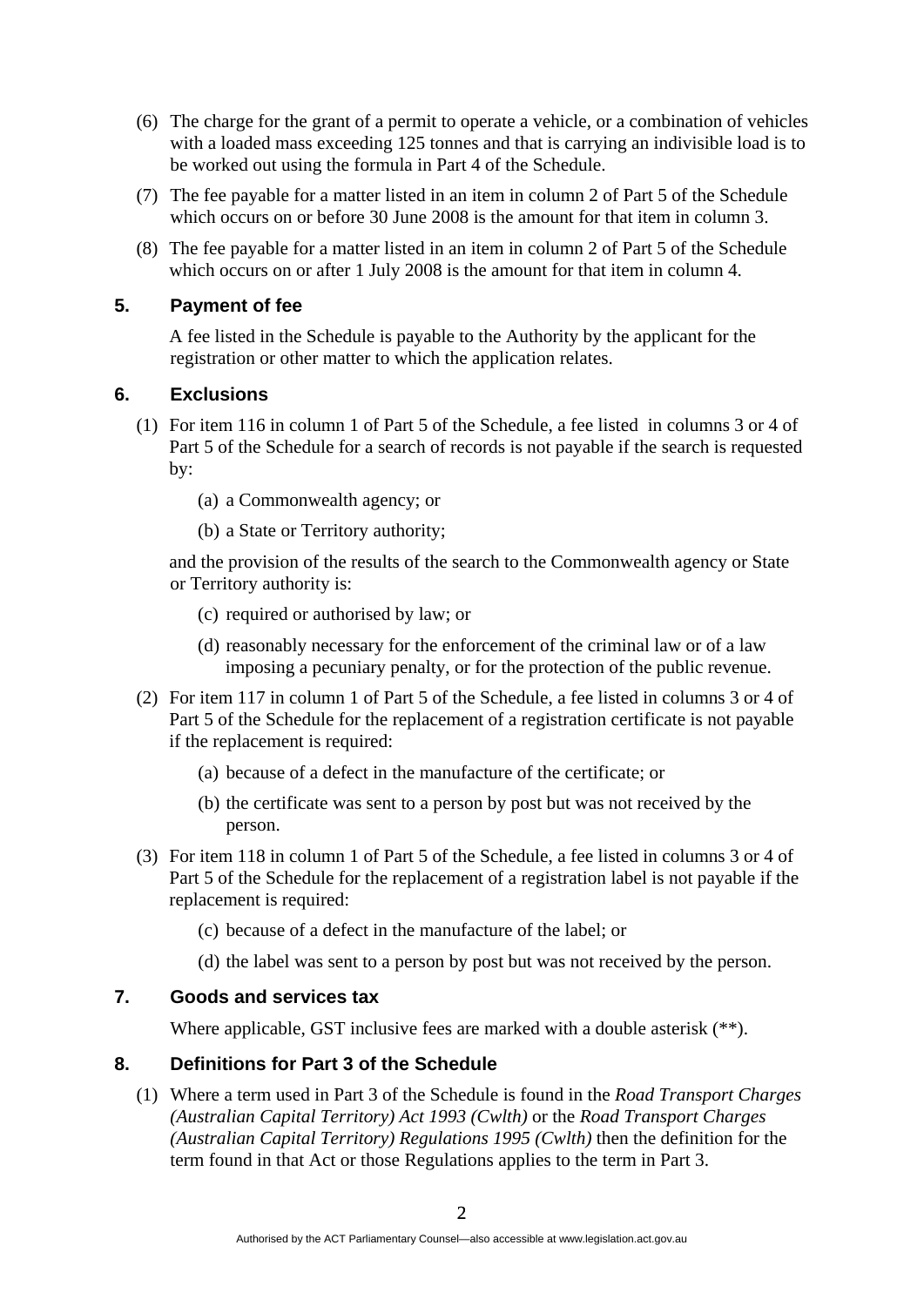(6) The charge for the grant of a permit to operate a vehicle, or a combination of vehicles with a loaded mass exceeding 125 tonnes and that is carrying an indivisible load is to be worked out using the formula in Part 4 of the Schedule.

(7) The fee payable for a matter listed in an item in column 2 of Part 5 of the Schedule which occurs on or before 30 June 2008 is the amount for that item in column 3.

(8) The fee payable for a matter listed in an item in column 2 of Part 5 of the Schedule which occurs on or after 1 July 2008 is the amount for that item in column 4.

## 5. Payment of fee

A fee listed in the Schedule is payable to the Authority by the applicant for the registration or other matter to which the application relates.

## 6. Exclusions

(1) For item 116 in column 1 of Part 5 of the Schedule, a fee listed in columns 3 or 4 of Part 5 of the Schedule for a search of records is not payable if the search is requested by:

(a) a Commonwealth agency; or

(b) a State or Territory authority;

and the provision of the results of the search to the Commonwealth agency or State or Territory authority is:

(c) required or authorised by law; or

(d) reasonably necessary for the enforcement of the criminal law or of a law imposing a pecuniary penalty, or for the protection of the public revenue.

(2) For item 117 in column 1 of Part 5 of the Schedule, a fee listed in columns 3 or 4 of Part 5 of the Schedule for the replacement of a registration certificate is not payable if the replacement is required:

(a) because of a defect in the manufacture of the certificate; or

(b) the certificate was sent to a person by post but was not received by the person.

(3) For item 118 in column 1 of Part 5 of the Schedule, a fee listed in columns 3 or 4 of Part 5 of the Schedule for the replacement of a registration label is not payable if the replacement is required:

(c) because of a defect in the manufacture of the label; or

(d) the label was sent to a person by post but was not received by the person.

## 7. Goods and services tax

Where applicable, GST inclusive fees are marked with a double asterisk (**).

## 8. Definitions for Part 3 of the Schedule

(1) Where a term used in Part 3 of the Schedule is found in the *Road Transport Charges (Australian Capital Territory) Act 1993 (Cwlth)* or the *Road Transport Charges (Australian Capital Territory) Regulations 1995 (Cwlth)* then the definition for the term found in that Act or those Regulations applies to the term in Part 3.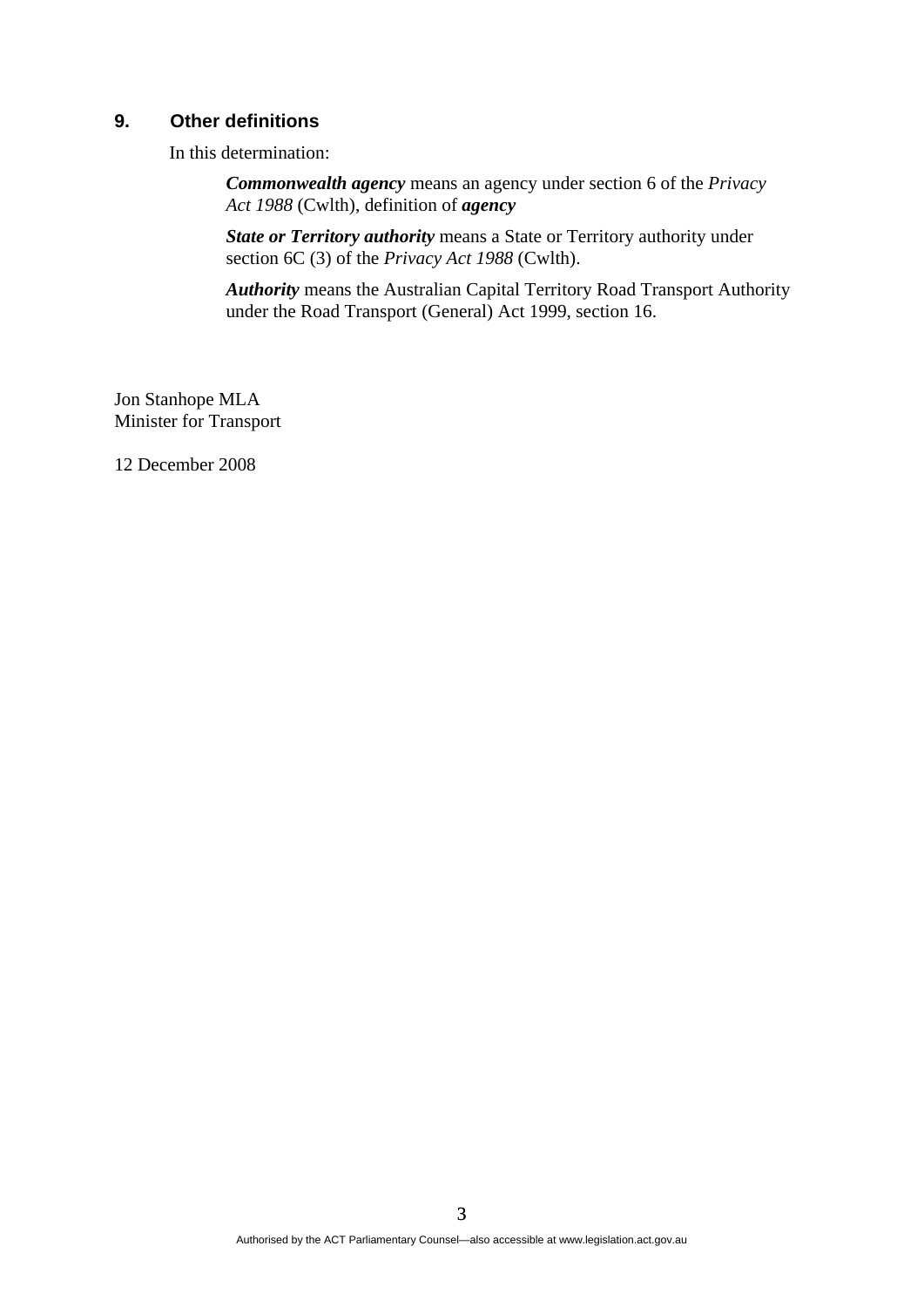## 9. Other definitions

In this determination:

> ***Commonwealth agency*** means an agency under section 6 of the *Privacy Act 1988* (Cwlth), definition of ***agency***
>
> ***State or Territory authority*** means a State or Territory authority under section 6C (3) of the *Privacy Act 1988* (Cwlth).
>
> ***Authority*** means the Australian Capital Territory Road Transport Authority under the Road Transport (General) Act 1999, section 16.

Jon Stanhope MLA
Minister for Transport

12 December 2008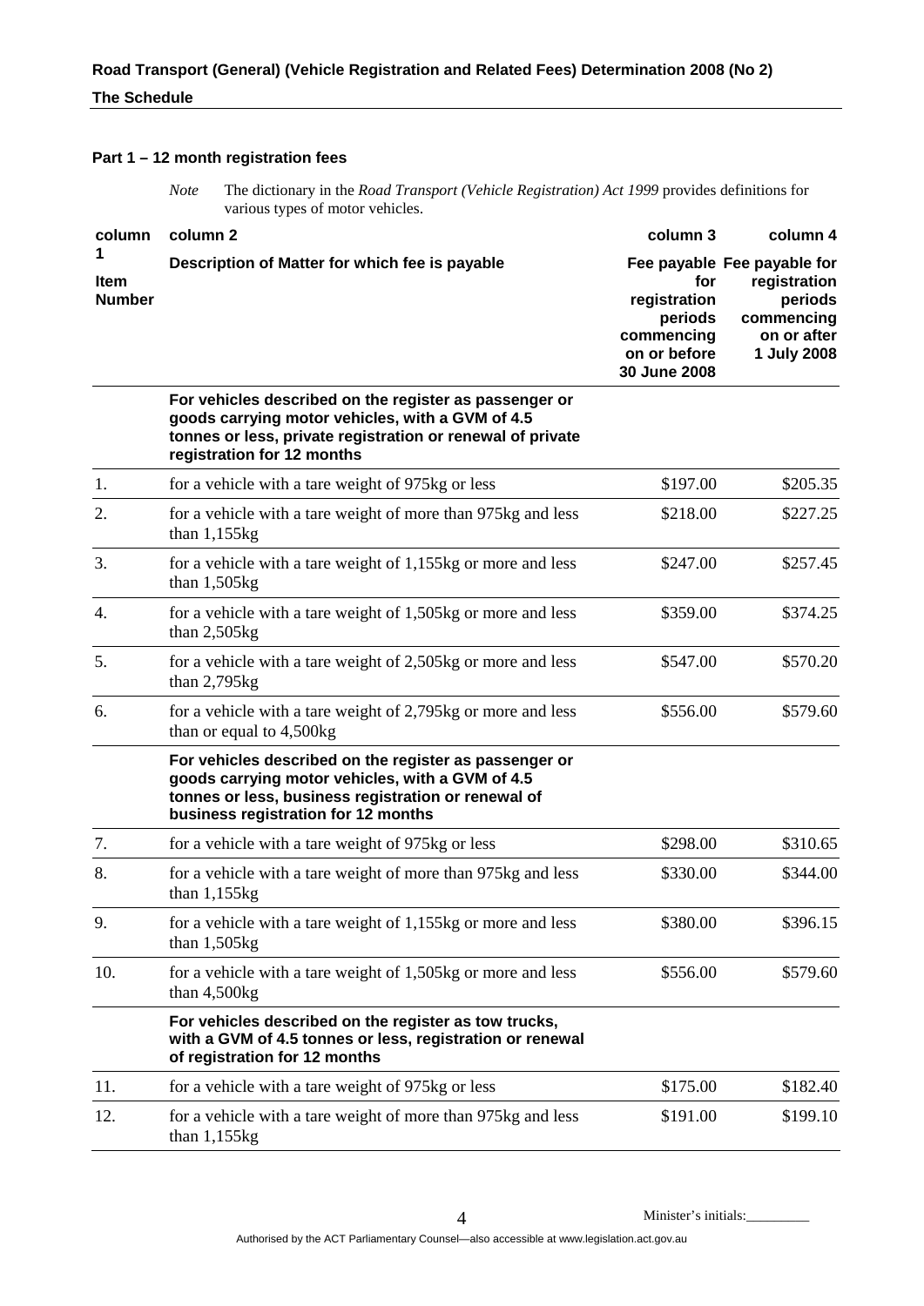## Part 1 – 12 month registration fees

*Note* The dictionary in the *Road Transport (Vehicle Registration) Act 1999* provides definitions for various types of motor vehicles.

| column 1 Item Number | column 2 Description of Matter for which fee is payable | column 3 Fee payable for registration periods commencing on or before 30 June 2008 | column 4 Fee payable for registration periods commencing on or after 1 July 2008 |
|---|---|---|---|
| | **For vehicles described on the register as passenger or goods carrying motor vehicles, with a GVM of 4.5 tonnes or less, private registration or renewal of private registration for 12 months** | | |
| 1. | for a vehicle with a tare weight of 975kg or less | $197.00 | $205.35 |
| 2. | for a vehicle with a tare weight of more than 975kg and less than 1,155kg | $218.00 | $227.25 |
| 3. | for a vehicle with a tare weight of 1,155kg or more and less than 1,505kg | $247.00 | $257.45 |
| 4. | for a vehicle with a tare weight of 1,505kg or more and less than 2,505kg | $359.00 | $374.25 |
| 5. | for a vehicle with a tare weight of 2,505kg or more and less than 2,795kg | $547.00 | $570.20 |
| 6. | for a vehicle with a tare weight of 2,795kg or more and less than or equal to 4,500kg | $556.00 | $579.60 |
| | **For vehicles described on the register as passenger or goods carrying motor vehicles, with a GVM of 4.5 tonnes or less, business registration or renewal of business registration for 12 months** | | |
| 7. | for a vehicle with a tare weight of 975kg or less | $298.00 | $310.65 |
| 8. | for a vehicle with a tare weight of more than 975kg and less than 1,155kg | $330.00 | $344.00 |
| 9. | for a vehicle with a tare weight of 1,155kg or more and less than 1,505kg | $380.00 | $396.15 |
| 10. | for a vehicle with a tare weight of 1,505kg or more and less than 4,500kg | $556.00 | $579.60 |
| | **For vehicles described on the register as tow trucks, with a GVM of 4.5 tonnes or less, registration or renewal of registration for 12 months** | | |
| 11. | for a vehicle with a tare weight of 975kg or less | $175.00 | $182.40 |
| 12. | for a vehicle with a tare weight of more than 975kg and less than 1,155kg | $191.00 | $199.10 |

Minister's initials:_________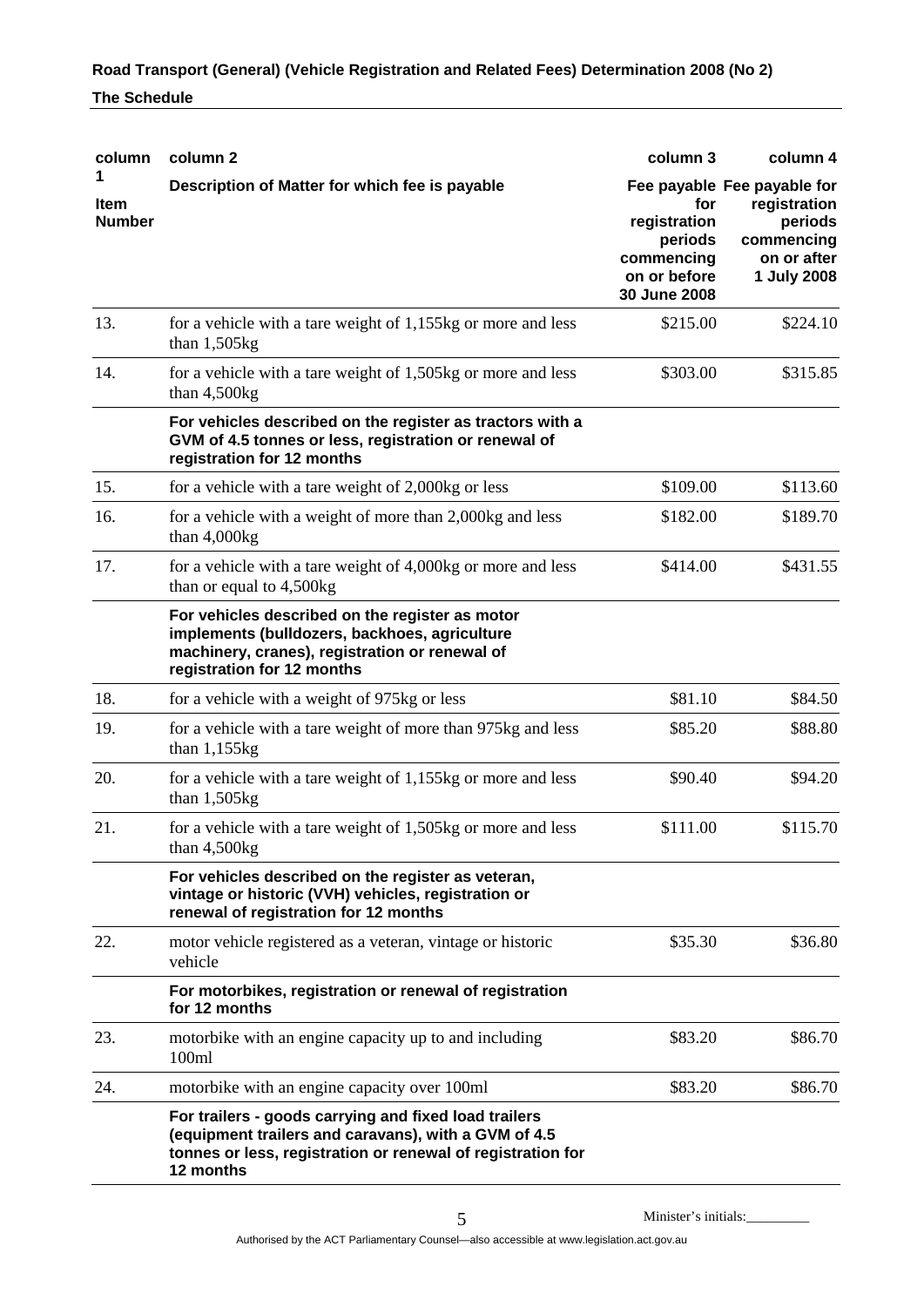| column 1<br>Item Number | column 2<br>Description of Matter for which fee is payable | column 3<br>Fee payable for registration periods commencing on or before 30 June 2008 | column 4<br>Fee payable for registration periods commencing on or after 1 July 2008 |
|---|---|---|---|
| 13. | for a vehicle with a tare weight of 1,155kg or more and less than 1,505kg | $215.00 | $224.10 |
| 14. | for a vehicle with a tare weight of 1,505kg or more and less than 4,500kg | $303.00 | $315.85 |
| | **For vehicles described on the register as tractors with a GVM of 4.5 tonnes or less, registration or renewal of registration for 12 months** | | |
| 15. | for a vehicle with a tare weight of 2,000kg or less | $109.00 | $113.60 |
| 16. | for a vehicle with a weight of more than 2,000kg and less than 4,000kg | $182.00 | $189.70 |
| 17. | for a vehicle with a tare weight of 4,000kg or more and less than or equal to 4,500kg | $414.00 | $431.55 |
| | **For vehicles described on the register as motor implements (bulldozers, backhoes, agriculture machinery, cranes), registration or renewal of registration for 12 months** | | |
| 18. | for a vehicle with a weight of 975kg or less | $81.10 | $84.50 |
| 19. | for a vehicle with a tare weight of more than 975kg and less than 1,155kg | $85.20 | $88.80 |
| 20. | for a vehicle with a tare weight of 1,155kg or more and less than 1,505kg | $90.40 | $94.20 |
| 21. | for a vehicle with a tare weight of 1,505kg or more and less than 4,500kg | $111.00 | $115.70 |
| | **For vehicles described on the register as veteran, vintage or historic (VVH) vehicles, registration or renewal of registration for 12 months** | | |
| 22. | motor vehicle registered as a veteran, vintage or historic vehicle | $35.30 | $36.80 |
| | **For motorbikes, registration or renewal of registration for 12 months** | | |
| 23. | motorbike with an engine capacity up to and including 100ml | $83.20 | $86.70 |
| 24. | motorbike with an engine capacity over 100ml | $83.20 | $86.70 |
| | **For trailers - goods carrying and fixed load trailers (equipment trailers and caravans), with a GVM of 4.5 tonnes or less, registration or renewal of registration for 12 months** | | |

Minister's initials:_________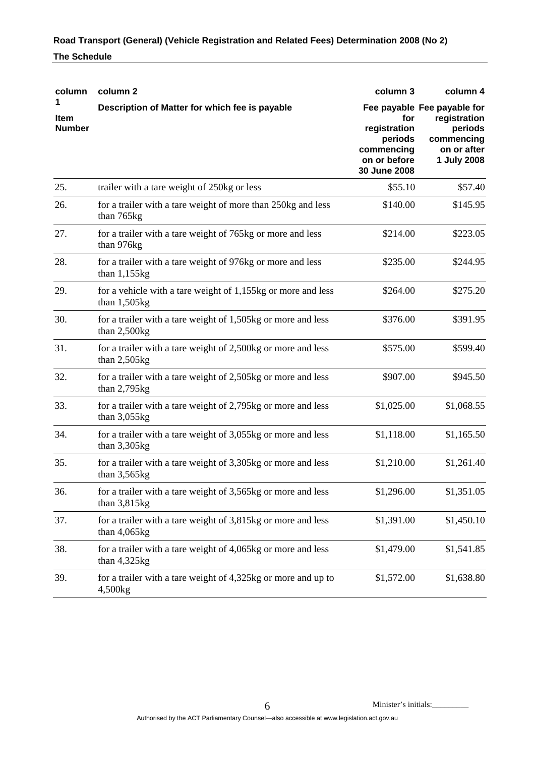| column 1 Item Number | column 2 Description of Matter for which fee is payable | column 3 Fee payable for registration periods commencing on or before 30 June 2008 | column 4 Fee payable for registration periods commencing on or after 1 July 2008 |
|---|---|---|---|
| 25. | trailer with a tare weight of 250kg or less | $55.10 | $57.40 |
| 26. | for a trailer with a tare weight of more than 250kg and less than 765kg | $140.00 | $145.95 |
| 27. | for a trailer with a tare weight of 765kg or more and less than 976kg | $214.00 | $223.05 |
| 28. | for a trailer with a tare weight of 976kg or more and less than 1,155kg | $235.00 | $244.95 |
| 29. | for a vehicle with a tare weight of 1,155kg or more and less than 1,505kg | $264.00 | $275.20 |
| 30. | for a trailer with a tare weight of 1,505kg or more and less than 2,500kg | $376.00 | $391.95 |
| 31. | for a trailer with a tare weight of 2,500kg or more and less than 2,505kg | $575.00 | $599.40 |
| 32. | for a trailer with a tare weight of 2,505kg or more and less than 2,795kg | $907.00 | $945.50 |
| 33. | for a trailer with a tare weight of 2,795kg or more and less than 3,055kg | $1,025.00 | $1,068.55 |
| 34. | for a trailer with a tare weight of 3,055kg or more and less than 3,305kg | $1,118.00 | $1,165.50 |
| 35. | for a trailer with a tare weight of 3,305kg or more and less than 3,565kg | $1,210.00 | $1,261.40 |
| 36. | for a trailer with a tare weight of 3,565kg or more and less than 3,815kg | $1,296.00 | $1,351.05 |
| 37. | for a trailer with a tare weight of 3,815kg or more and less than 4,065kg | $1,391.00 | $1,450.10 |
| 38. | for a trailer with a tare weight of 4,065kg or more and less than 4,325kg | $1,479.00 | $1,541.85 |
| 39. | for a trailer with a tare weight of 4,325kg or more and up to 4,500kg | $1,572.00 | $1,638.80 |

Minister's initials:_________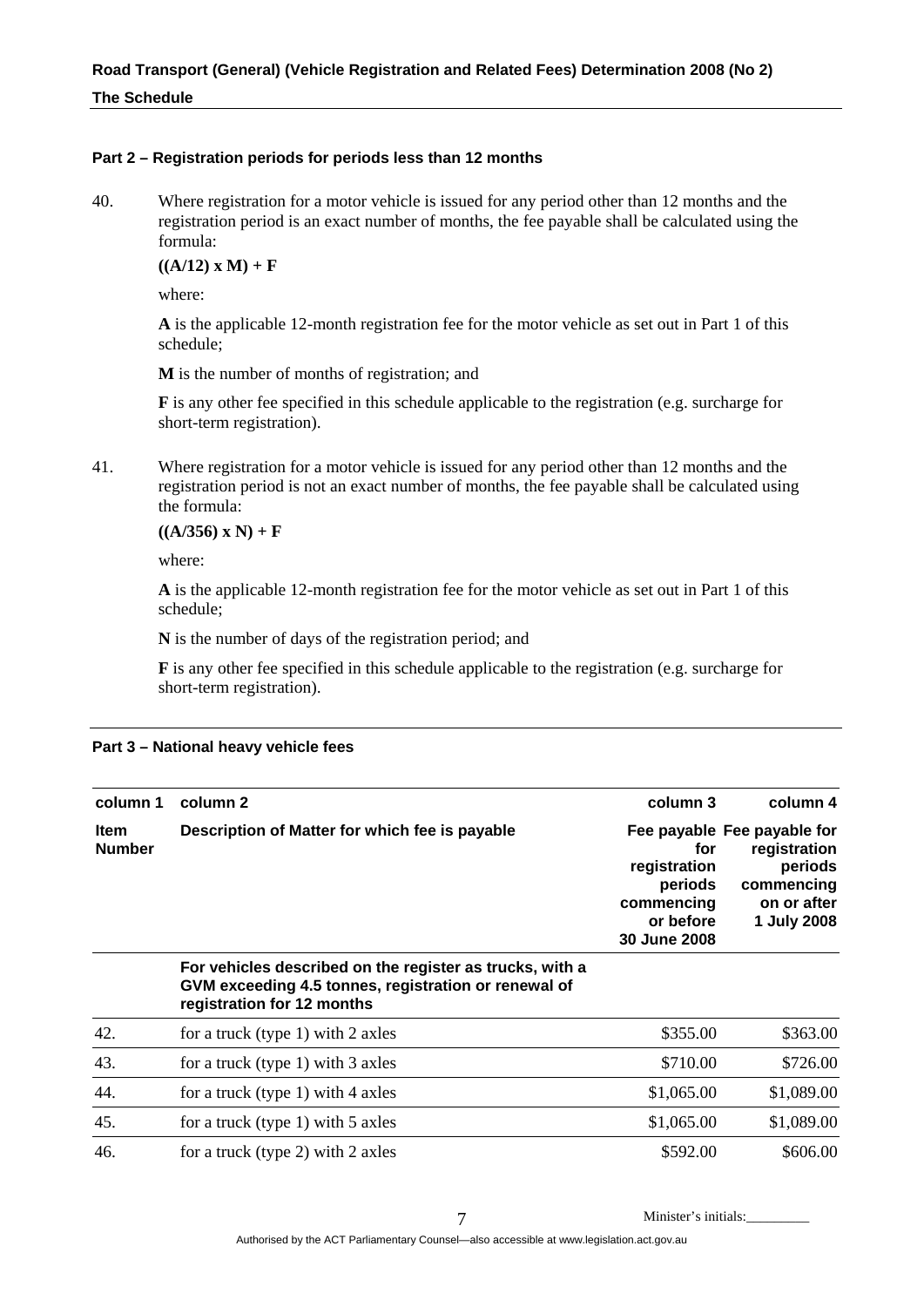## Part 2 – Registration periods for periods less than 12 months

40. Where registration for a motor vehicle is issued for any period other than 12 months and the registration period is an exact number of months, the fee payable shall be calculated using the formula:

$$((A/12) \times M) + F$$

where:

**A** is the applicable 12-month registration fee for the motor vehicle as set out in Part 1 of this schedule;

**M** is the number of months of registration; and

**F** is any other fee specified in this schedule applicable to the registration (e.g. surcharge for short-term registration).

41. Where registration for a motor vehicle is issued for any period other than 12 months and the registration period is not an exact number of months, the fee payable shall be calculated using the formula:

$$((A/356) \times N) + F$$

where:

**A** is the applicable 12-month registration fee for the motor vehicle as set out in Part 1 of this schedule;

**N** is the number of days of the registration period; and

**F** is any other fee specified in this schedule applicable to the registration (e.g. surcharge for short-term registration).

## Part 3 – National heavy vehicle fees

| column 1 | column 2 | column 3 | column 4 |
|---|---|---|---|
| **Item Number** | **Description of Matter for which fee is payable** | **Fee payable for registration periods commencing or before 30 June 2008** | **Fee payable for registration periods commencing on or after 1 July 2008** |
| | **For vehicles described on the register as trucks, with a GVM exceeding 4.5 tonnes, registration or renewal of registration for 12 months** | | |
| 42. | for a truck (type 1) with 2 axles | \$355.00 | \$363.00 |
| 43. | for a truck (type 1) with 3 axles | \$710.00 | \$726.00 |
| 44. | for a truck (type 1) with 4 axles | \$1,065.00 | \$1,089.00 |
| 45. | for a truck (type 1) with 5 axles | \$1,065.00 | \$1,089.00 |
| 46. | for a truck (type 2) with 2 axles | \$592.00 | \$606.00 |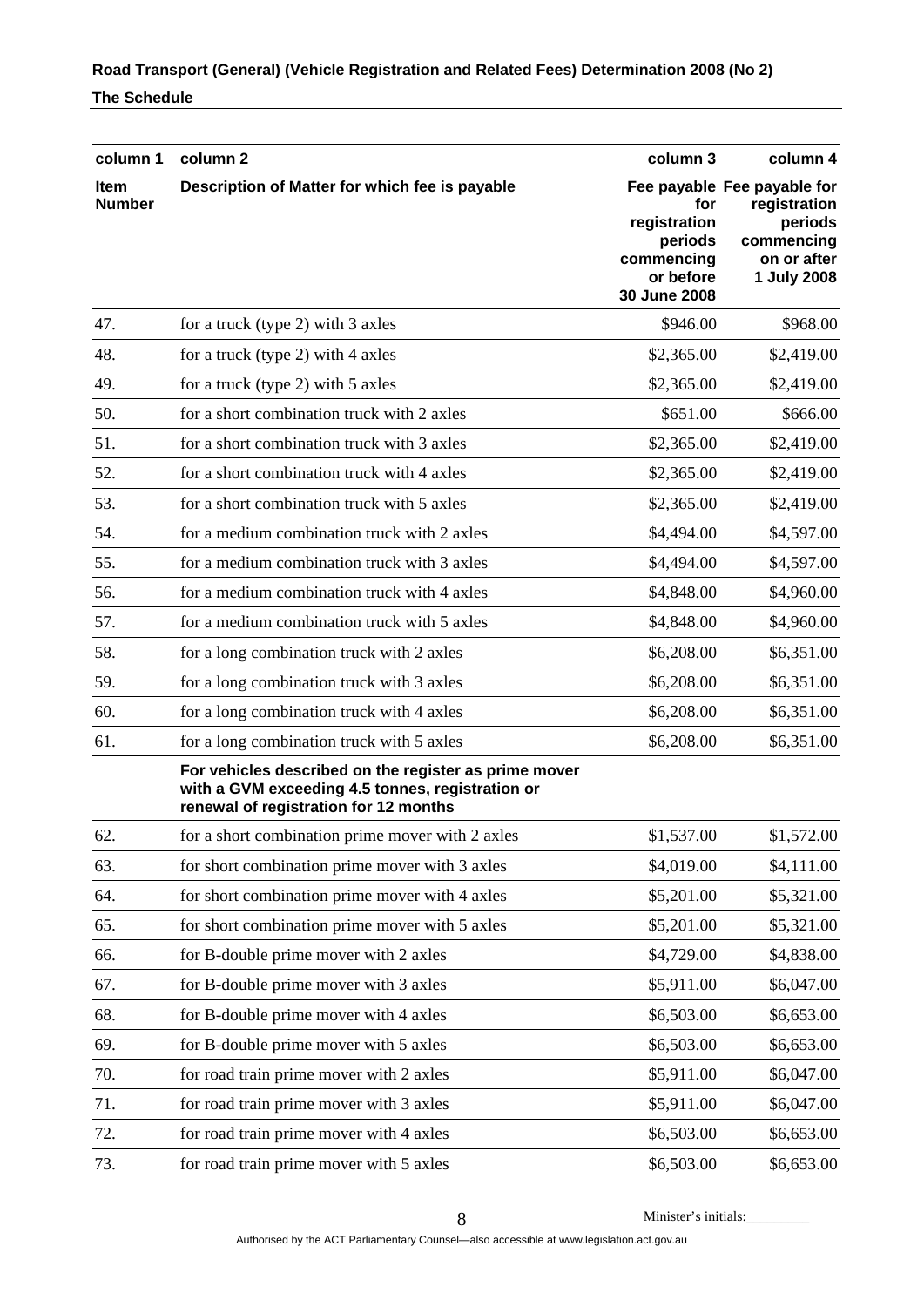| column 1 | column 2 | column 3 | column 4 |
|---|---|---|---|
| **Item Number** | **Description of Matter for which fee is payable** | **Fee payable for registration periods commencing or before 30 June 2008** | **Fee payable for registration periods commencing on or after 1 July 2008** |
| 47. | for a truck (type 2) with 3 axles | $946.00 | $968.00 |
| 48. | for a truck (type 2) with 4 axles | $2,365.00 | $2,419.00 |
| 49. | for a truck (type 2) with 5 axles | $2,365.00 | $2,419.00 |
| 50. | for a short combination truck with 2 axles | $651.00 | $666.00 |
| 51. | for a short combination truck with 3 axles | $2,365.00 | $2,419.00 |
| 52. | for a short combination truck with 4 axles | $2,365.00 | $2,419.00 |
| 53. | for a short combination truck with 5 axles | $2,365.00 | $2,419.00 |
| 54. | for a medium combination truck with 2 axles | $4,494.00 | $4,597.00 |
| 55. | for a medium combination truck with 3 axles | $4,494.00 | $4,597.00 |
| 56. | for a medium combination truck with 4 axles | $4,848.00 | $4,960.00 |
| 57. | for a medium combination truck with 5 axles | $4,848.00 | $4,960.00 |
| 58. | for a long combination truck with 2 axles | $6,208.00 | $6,351.00 |
| 59. | for a long combination truck with 3 axles | $6,208.00 | $6,351.00 |
| 60. | for a long combination truck with 4 axles | $6,208.00 | $6,351.00 |
| 61. | for a long combination truck with 5 axles | $6,208.00 | $6,351.00 |
| | **For vehicles described on the register as prime mover with a GVM exceeding 4.5 tonnes, registration or renewal of registration for 12 months** | | |
| 62. | for a short combination prime mover with 2 axles | $1,537.00 | $1,572.00 |
| 63. | for short combination prime mover with 3 axles | $4,019.00 | $4,111.00 |
| 64. | for short combination prime mover with 4 axles | $5,201.00 | $5,321.00 |
| 65. | for short combination prime mover with 5 axles | $5,201.00 | $5,321.00 |
| 66. | for B-double prime mover with 2 axles | $4,729.00 | $4,838.00 |
| 67. | for B-double prime mover with 3 axles | $5,911.00 | $6,047.00 |
| 68. | for B-double prime mover with 4 axles | $6,503.00 | $6,653.00 |
| 69. | for B-double prime mover with 5 axles | $6,503.00 | $6,653.00 |
| 70. | for road train prime mover with 2 axles | $5,911.00 | $6,047.00 |
| 71. | for road train prime mover with 3 axles | $5,911.00 | $6,047.00 |
| 72. | for road train prime mover with 4 axles | $6,503.00 | $6,653.00 |
| 73. | for road train prime mover with 5 axles | $6,503.00 | $6,653.00 |

Minister's initials:_________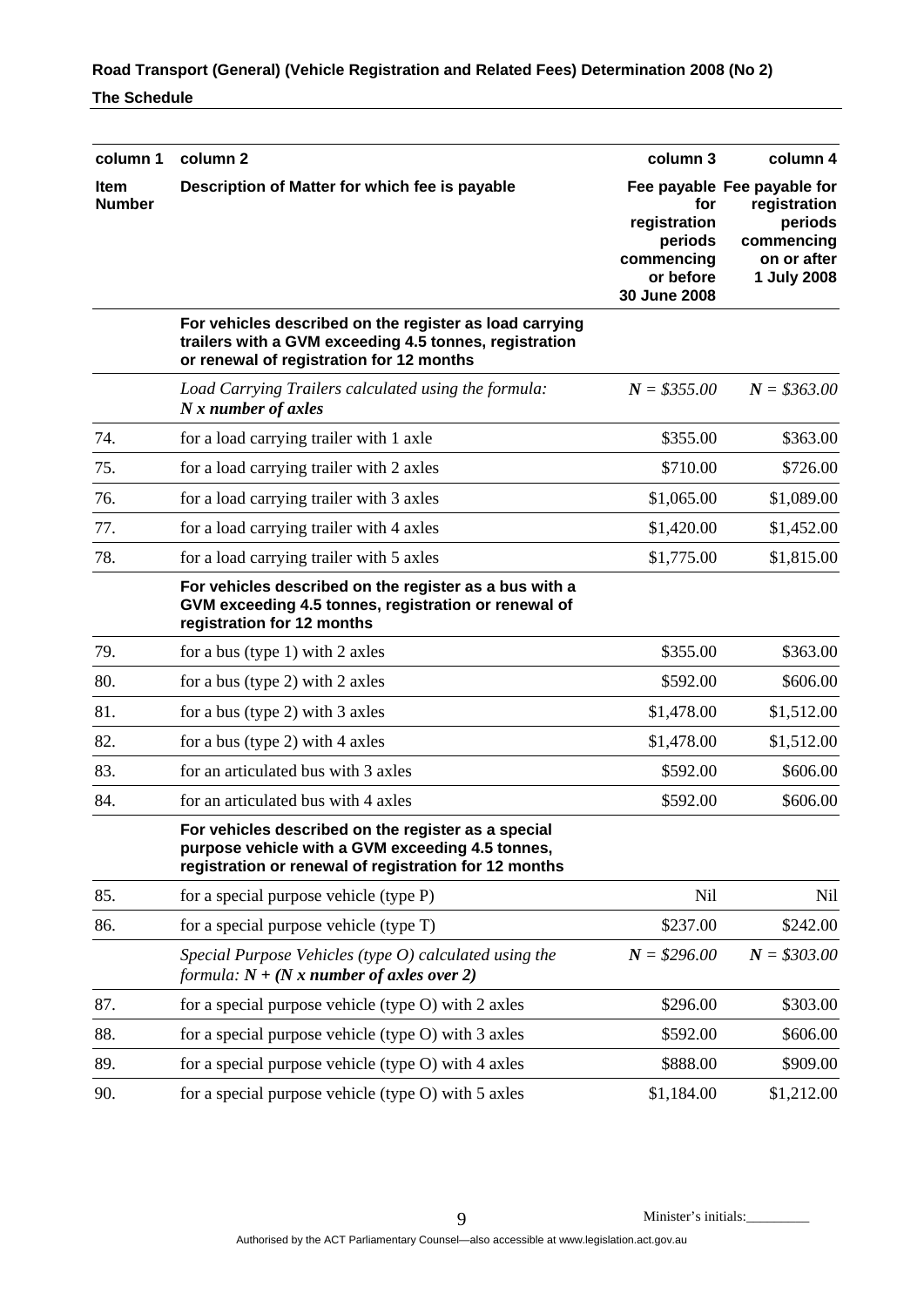| column 1 | column 2 | column 3 | column 4 |
|---|---|---|---|
| **Item Number** | **Description of Matter for which fee is payable** | **Fee payable for registration periods commencing or before 30 June 2008** | **Fee payable for registration periods commencing on or after 1 July 2008** |
| | **For vehicles described on the register as load carrying trailers with a GVM exceeding 4.5 tonnes, registration or renewal of registration for 12 months** | | |
| | *Load Carrying Trailers calculated using the formula:* ***N x number of axles*** | ***N** = $355.00* | ***N** = $363.00* |
| 74. | for a load carrying trailer with 1 axle | $355.00 | $363.00 |
| 75. | for a load carrying trailer with 2 axles | $710.00 | $726.00 |
| 76. | for a load carrying trailer with 3 axles | $1,065.00 | $1,089.00 |
| 77. | for a load carrying trailer with 4 axles | $1,420.00 | $1,452.00 |
| 78. | for a load carrying trailer with 5 axles | $1,775.00 | $1,815.00 |
| | **For vehicles described on the register as a bus with a GVM exceeding 4.5 tonnes, registration or renewal of registration for 12 months** | | |
| 79. | for a bus (type 1) with 2 axles | $355.00 | $363.00 |
| 80. | for a bus (type 2) with 2 axles | $592.00 | $606.00 |
| 81. | for a bus (type 2) with 3 axles | $1,478.00 | $1,512.00 |
| 82. | for a bus (type 2) with 4 axles | $1,478.00 | $1,512.00 |
| 83. | for an articulated bus with 3 axles | $592.00 | $606.00 |
| 84. | for an articulated bus with 4 axles | $592.00 | $606.00 |
| | **For vehicles described on the register as a special purpose vehicle with a GVM exceeding 4.5 tonnes, registration or renewal of registration for 12 months** | | |
| 85. | for a special purpose vehicle (type P) | Nil | Nil |
| 86. | for a special purpose vehicle (type T) | $237.00 | $242.00 |
| | *Special Purpose Vehicles (type O) calculated using the formula:* ***N + (N x number of axles over 2)*** | ***N** = $296.00* | ***N** = $303.00* |
| 87. | for a special purpose vehicle (type O) with 2 axles | $296.00 | $303.00 |
| 88. | for a special purpose vehicle (type O) with 3 axles | $592.00 | $606.00 |
| 89. | for a special purpose vehicle (type O) with 4 axles | $888.00 | $909.00 |
| 90. | for a special purpose vehicle (type O) with 5 axles | $1,184.00 | $1,212.00 |

Minister's initials:_________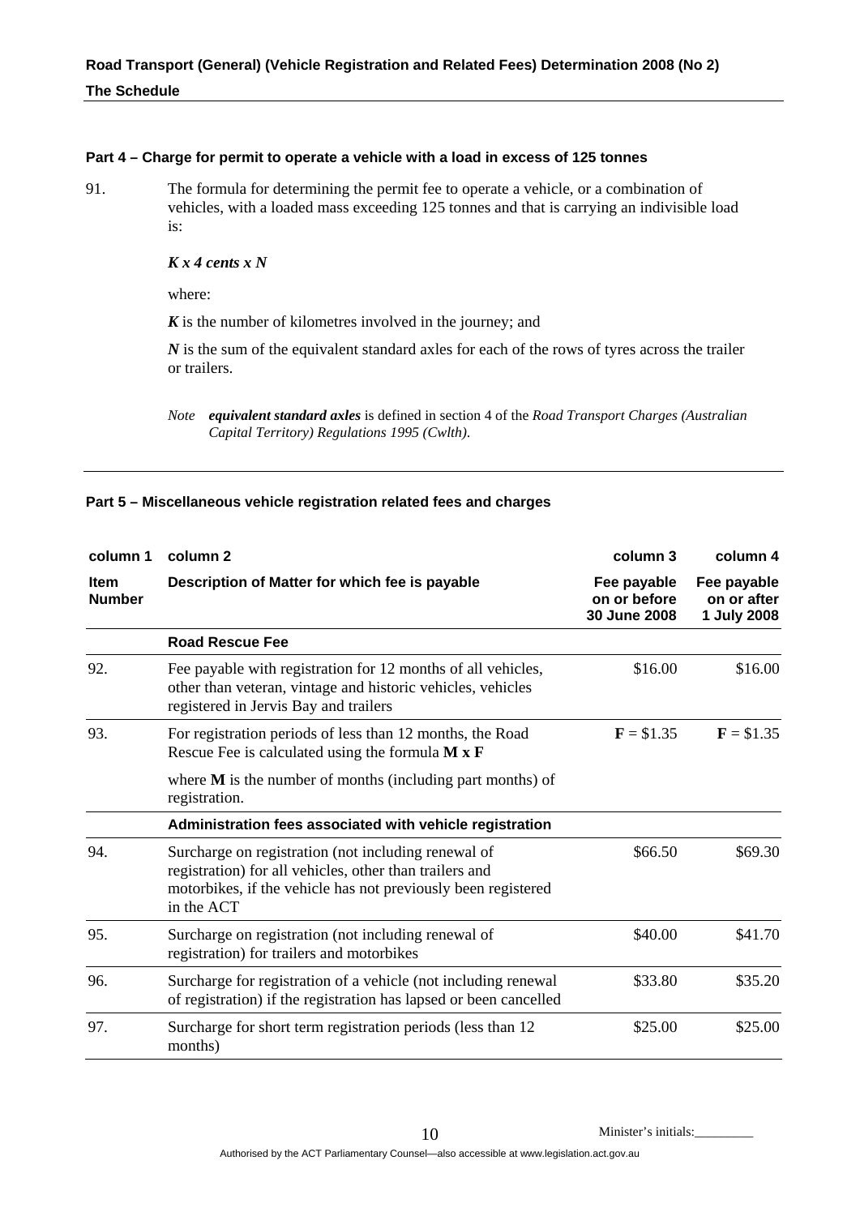#### Part 4 – Charge for permit to operate a vehicle with a load in excess of 125 tonnes

91. The formula for determining the permit fee to operate a vehicle, or a combination of vehicles, with a loaded mass exceeding 125 tonnes and that is carrying an indivisible load is:

***K x 4 cents x N***

where:

***K*** is the number of kilometres involved in the journey; and

***N*** is the sum of the equivalent standard axles for each of the rows of tyres across the trailer or trailers.

*Note* ***equivalent standard axles*** is defined in section 4 of the *Road Transport Charges (Australian Capital Territory) Regulations 1995 (Cwlth)*.

#### Part 5 – Miscellaneous vehicle registration related fees and charges

| column 1 | column 2 | column 3 | column 4 |
|---|---|---|---|
| **Item Number** | **Description of Matter for which fee is payable** | **Fee payable on or before 30 June 2008** | **Fee payable on or after 1 July 2008** |
| | **Road Rescue Fee** | | |
| 92. | Fee payable with registration for 12 months of all vehicles, other than veteran, vintage and historic vehicles, vehicles registered in Jervis Bay and trailers | \$16.00 | \$16.00 |
| 93. | For registration periods of less than 12 months, the Road Rescue Fee is calculated using the formula **M x F**<br><br>where **M** is the number of months (including part months) of registration. | **F** = \$1.35 | **F** = \$1.35 |
| | **Administration fees associated with vehicle registration** | | |
| 94. | Surcharge on registration (not including renewal of registration) for all vehicles, other than trailers and motorbikes, if the vehicle has not previously been registered in the ACT | \$66.50 | \$69.30 |
| 95. | Surcharge on registration (not including renewal of registration) for trailers and motorbikes | \$40.00 | \$41.70 |
| 96. | Surcharge for registration of a vehicle (not including renewal of registration) if the registration has lapsed or been cancelled | \$33.80 | \$35.20 |
| 97. | Surcharge for short term registration periods (less than 12 months) | \$25.00 | \$25.00 |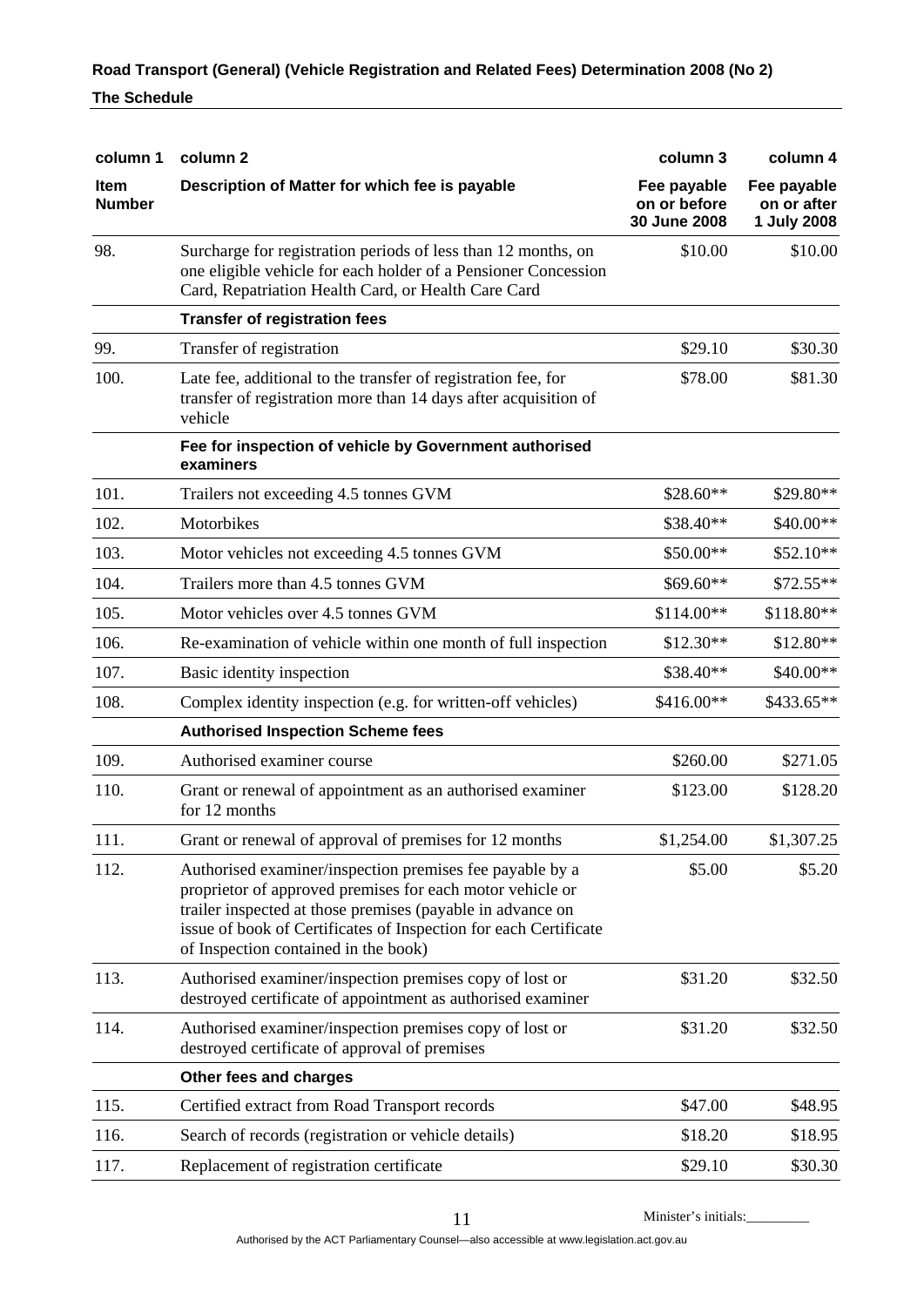| column 1 | column 2 | column 3 | column 4 |
|---|---|---|---|
| **Item Number** | **Description of Matter for which fee is payable** | **Fee payable on or before 30 June 2008** | **Fee payable on or after 1 July 2008** |
| 98. | Surcharge for registration periods of less than 12 months, on one eligible vehicle for each holder of a Pensioner Concession Card, Repatriation Health Card, or Health Care Card | $10.00 | $10.00 |
| | **Transfer of registration fees** | | |
| 99. | Transfer of registration | $29.10 | $30.30 |
| 100. | Late fee, additional to the transfer of registration fee, for transfer of registration more than 14 days after acquisition of vehicle | $78.00 | $81.30 |
| | **Fee for inspection of vehicle by Government authorised examiners** | | |
| 101. | Trailers not exceeding 4.5 tonnes GVM | $28.60** | $29.80** |
| 102. | Motorbikes | $38.40** | $40.00** |
| 103. | Motor vehicles not exceeding 4.5 tonnes GVM | $50.00** | $52.10** |
| 104. | Trailers more than 4.5 tonnes GVM | $69.60** | $72.55** |
| 105. | Motor vehicles over 4.5 tonnes GVM | $114.00** | $118.80** |
| 106. | Re-examination of vehicle within one month of full inspection | $12.30** | $12.80** |
| 107. | Basic identity inspection | $38.40** | $40.00** |
| 108. | Complex identity inspection (e.g. for written-off vehicles) | $416.00** | $433.65** |
| | **Authorised Inspection Scheme fees** | | |
| 109. | Authorised examiner course | $260.00 | $271.05 |
| 110. | Grant or renewal of appointment as an authorised examiner for 12 months | $123.00 | $128.20 |
| 111. | Grant or renewal of approval of premises for 12 months | $1,254.00 | $1,307.25 |
| 112. | Authorised examiner/inspection premises fee payable by a proprietor of approved premises for each motor vehicle or trailer inspected at those premises (payable in advance on issue of book of Certificates of Inspection for each Certificate of Inspection contained in the book) | $5.00 | $5.20 |
| 113. | Authorised examiner/inspection premises copy of lost or destroyed certificate of appointment as authorised examiner | $31.20 | $32.50 |
| 114. | Authorised examiner/inspection premises copy of lost or destroyed certificate of approval of premises | $31.20 | $32.50 |
| | **Other fees and charges** | | |
| 115. | Certified extract from Road Transport records | $47.00 | $48.95 |
| 116. | Search of records (registration or vehicle details) | $18.20 | $18.95 |
| 117. | Replacement of registration certificate | $29.10 | $30.30 |

Minister's initials:_________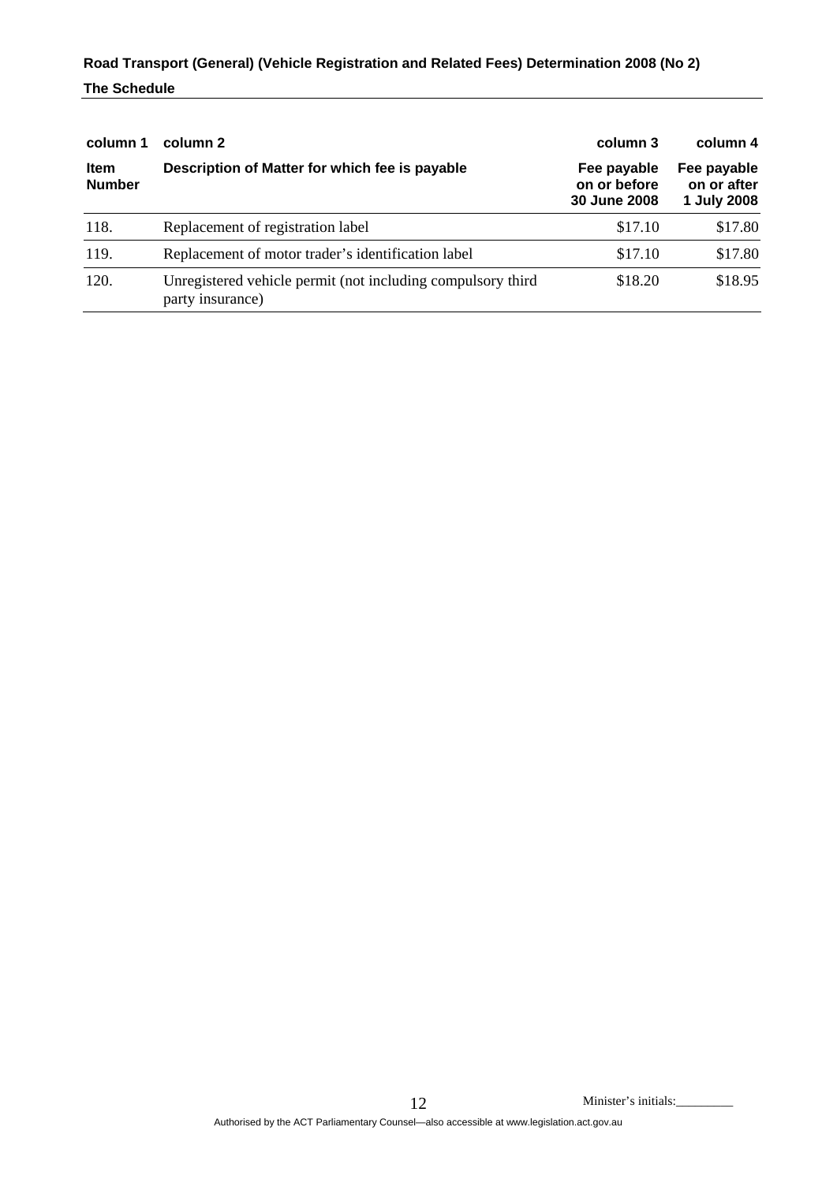| column 1 | column 2 | column 3 | column 4 |
|---|---|---|---|
| **Item Number** | **Description of Matter for which fee is payable** | **Fee payable on or before 30 June 2008** | **Fee payable on or after 1 July 2008** |
| 118. | Replacement of registration label | $17.10 | $17.80 |
| 119. | Replacement of motor trader's identification label | $17.10 | $17.80 |
| 120. | Unregistered vehicle permit (not including compulsory third party insurance) | $18.20 | $18.95 |

Minister's initials:_________